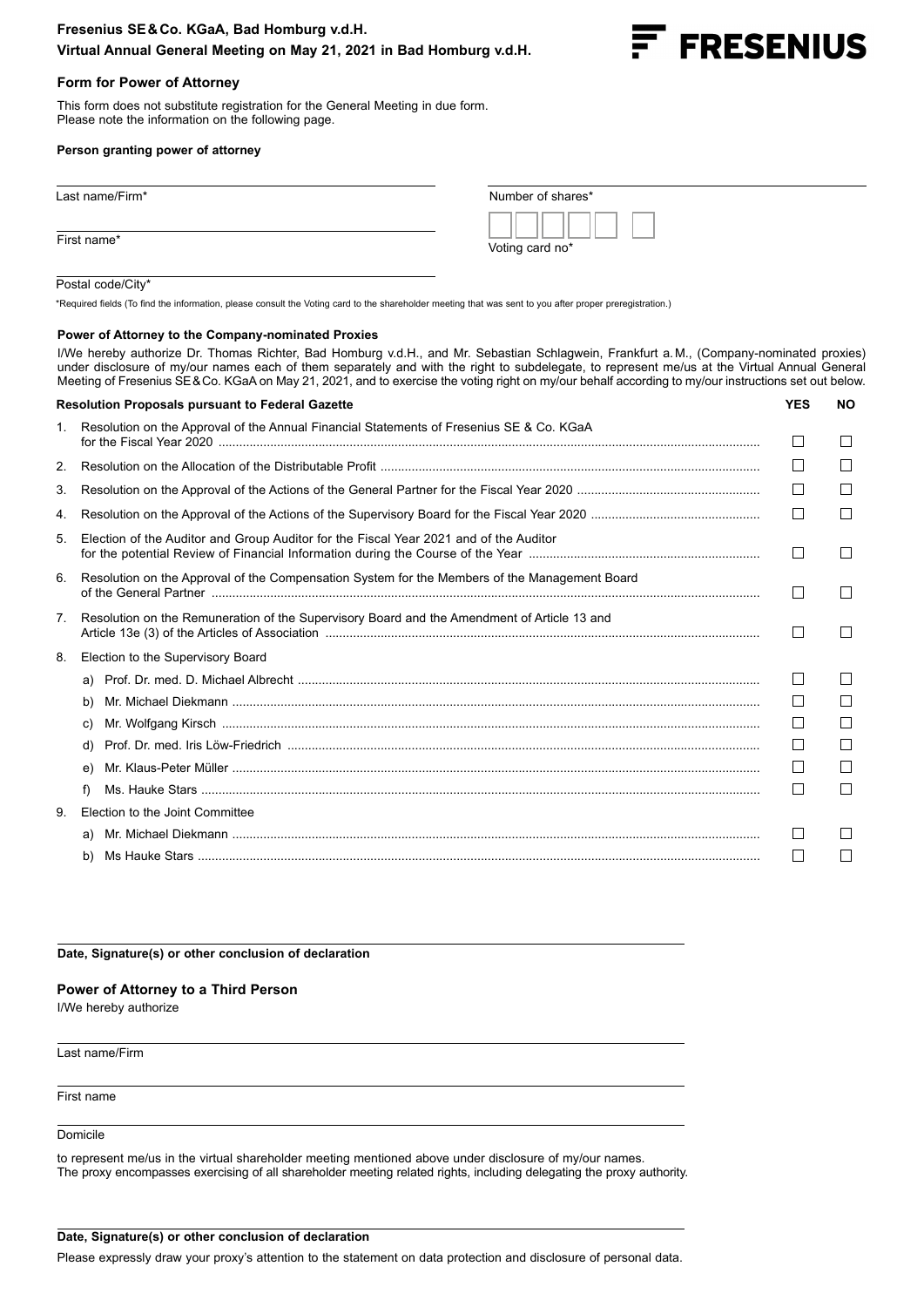**Fresenius SE & Co. KGaA, Bad Homburg v.d.H.**
**Virtual Annual General Meeting on May 21, 2021 in Bad Homburg v.d.H.**

FRESENIUS

### Form for Power of Attorney

This form does not substitute registration for the General Meeting in due form.
Please note the information on the following page.

**Person granting power of attorney**

Last name/Firm*

First name*

Postal code/City*

Number of shares*

Voting card no*

*Required fields (To find the information, please consult the Voting card to the shareholder meeting that was sent to you after proper preregistration.)

**Power of Attorney to the Company-nominated Proxies**

I/We hereby authorize Dr. Thomas Richter, Bad Homburg v.d.H., and Mr. Sebastian Schlagwein, Frankfurt a. M., (Company-nominated proxies) under disclosure of my/our names each of them separately and with the right to subdelegate, to represent me/us at the Virtual Annual General Meeting of Fresenius SE & Co. KGaA on May 21, 2021, and to exercise the voting right on my/our behalf according to my/our instructions set out below.

| **Resolution Proposals pursuant to Federal Gazette** | **YES** | **NO** |
|---|---|---|
| 1. Resolution on the Approval of the Annual Financial Statements of Fresenius SE & Co. KGaA for the Fiscal Year 2020 | ☐ | ☐ |
| 2. Resolution on the Allocation of the Distributable Profit | ☐ | ☐ |
| 3. Resolution on the Approval of the Actions of the General Partner for the Fiscal Year 2020 | ☐ | ☐ |
| 4. Resolution on the Approval of the Actions of the Supervisory Board for the Fiscal Year 2020 | ☐ | ☐ |
| 5. Election of the Auditor and Group Auditor for the Fiscal Year 2021 and of the Auditor for the potential Review of Financial Information during the Course of the Year | ☐ | ☐ |
| 6. Resolution on the Approval of the Compensation System for the Members of the Management Board of the General Partner | ☐ | ☐ |
| 7. Resolution on the Remuneration of the Supervisory Board and the Amendment of Article 13 and Article 13e (3) of the Articles of Association | ☐ | ☐ |
| 8. Election to the Supervisory Board | | |
| a) Prof. Dr. med. D. Michael Albrecht | ☐ | ☐ |
| b) Mr. Michael Diekmann | ☐ | ☐ |
| c) Mr. Wolfgang Kirsch | ☐ | ☐ |
| d) Prof. Dr. med. Iris Löw-Friedrich | ☐ | ☐ |
| e) Mr. Klaus-Peter Müller | ☐ | ☐ |
| f) Ms. Hauke Stars | ☐ | ☐ |
| 9. Election to the Joint Committee | | |
| a) Mr. Michael Diekmann | ☐ | ☐ |
| b) Ms Hauke Stars | ☐ | ☐ |

**Date, Signature(s) or other conclusion of declaration**

### Power of Attorney to a Third Person

I/We hereby authorize

Last name/Firm

First name

Domicile

to represent me/us in the virtual shareholder meeting mentioned above under disclosure of my/our names.
The proxy encompasses exercising of all shareholder meeting related rights, including delegating the proxy authority.

**Date, Signature(s) or other conclusion of declaration**

Please expressly draw your proxy's attention to the statement on data protection and disclosure of personal data.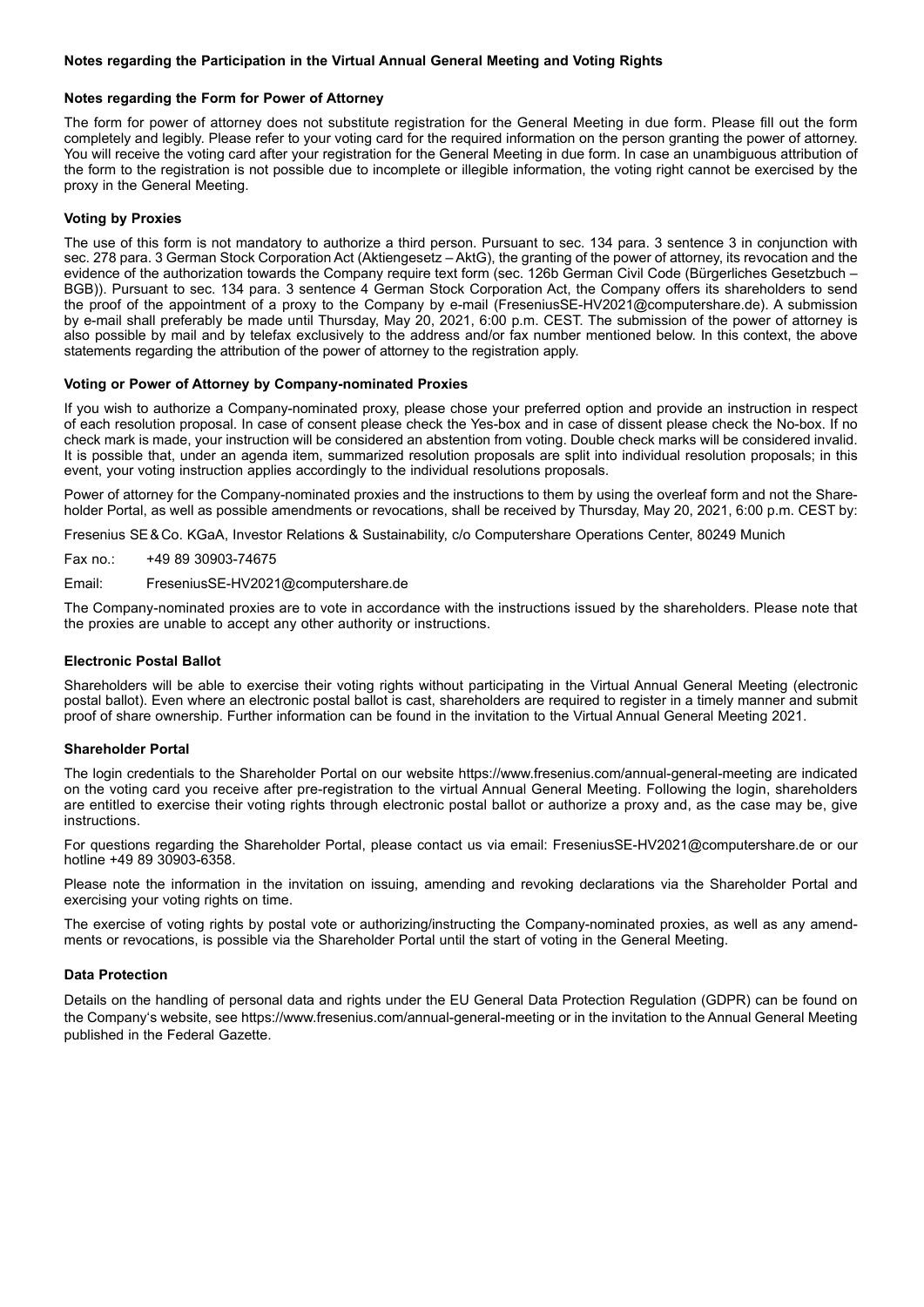## Notes regarding the Participation in the Virtual Annual General Meeting and Voting Rights

### Notes regarding the Form for Power of Attorney

The form for power of attorney does not substitute registration for the General Meeting in due form. Please fill out the form completely and legibly. Please refer to your voting card for the required information on the person granting the power of attorney. You will receive the voting card after your registration for the General Meeting in due form. In case an unambiguous attribution of the form to the registration is not possible due to incomplete or illegible information, the voting right cannot be exercised by the proxy in the General Meeting.

### Voting by Proxies

The use of this form is not mandatory to authorize a third person. Pursuant to sec. 134 para. 3 sentence 3 in conjunction with sec. 278 para. 3 German Stock Corporation Act (Aktiengesetz – AktG), the granting of the power of attorney, its revocation and the evidence of the authorization towards the Company require text form (sec. 126b German Civil Code (Bürgerliches Gesetzbuch – BGB)). Pursuant to sec. 134 para. 3 sentence 4 German Stock Corporation Act, the Company offers its shareholders to send the proof of the appointment of a proxy to the Company by e-mail (FreseniusSE-HV2021@computershare.de). A submission by e-mail shall preferably be made until Thursday, May 20, 2021, 6:00 p.m. CEST. The submission of the power of attorney is also possible by mail and by telefax exclusively to the address and/or fax number mentioned below. In this context, the above statements regarding the attribution of the power of attorney to the registration apply.

### Voting or Power of Attorney by Company-nominated Proxies

If you wish to authorize a Company-nominated proxy, please chose your preferred option and provide an instruction in respect of each resolution proposal. In case of consent please check the Yes-box and in case of dissent please check the No-box. If no check mark is made, your instruction will be considered an abstention from voting. Double check marks will be considered invalid. It is possible that, under an agenda item, summarized resolution proposals are split into individual resolution proposals; in this event, your voting instruction applies accordingly to the individual resolutions proposals.

Power of attorney for the Company-nominated proxies and the instructions to them by using the overleaf form and not the Shareholder Portal, as well as possible amendments or revocations, shall be received by Thursday, May 20, 2021, 6:00 p.m. CEST by:

Fresenius SE & Co. KGaA, Investor Relations & Sustainability, c/o Computershare Operations Center, 80249 Munich

Fax no.: +49 89 30903-74675

Email: FreseniusSE-HV2021@computershare.de

The Company-nominated proxies are to vote in accordance with the instructions issued by the shareholders. Please note that the proxies are unable to accept any other authority or instructions.

### Electronic Postal Ballot

Shareholders will be able to exercise their voting rights without participating in the Virtual Annual General Meeting (electronic postal ballot). Even where an electronic postal ballot is cast, shareholders are required to register in a timely manner and submit proof of share ownership. Further information can be found in the invitation to the Virtual Annual General Meeting 2021.

### Shareholder Portal

The login credentials to the Shareholder Portal on our website https://www.fresenius.com/annual-general-meeting are indicated on the voting card you receive after pre-registration to the virtual Annual General Meeting. Following the login, shareholders are entitled to exercise their voting rights through electronic postal ballot or authorize a proxy and, as the case may be, give instructions.

For questions regarding the Shareholder Portal, please contact us via email: FreseniusSE-HV2021@computershare.de or our hotline +49 89 30903-6358.

Please note the information in the invitation on issuing, amending and revoking declarations via the Shareholder Portal and exercising your voting rights on time.

The exercise of voting rights by postal vote or authorizing/instructing the Company-nominated proxies, as well as any amendments or revocations, is possible via the Shareholder Portal until the start of voting in the General Meeting.

### Data Protection

Details on the handling of personal data and rights under the EU General Data Protection Regulation (GDPR) can be found on the Company's website, see https://www.fresenius.com/annual-general-meeting or in the invitation to the Annual General Meeting published in the Federal Gazette.